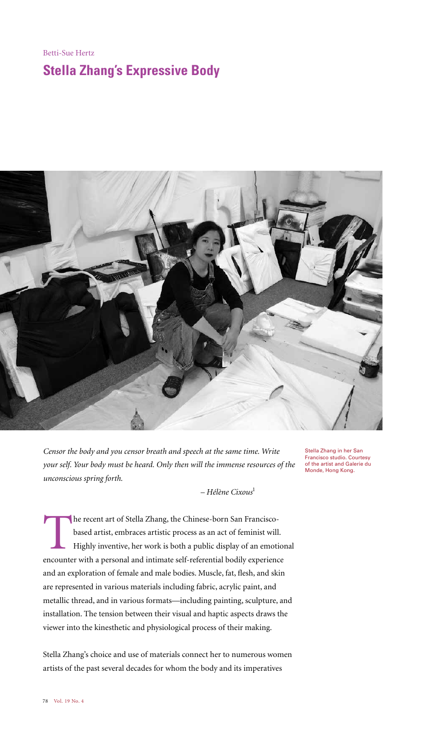Betti-Sue Hertz

# Stella Zhang's Expressive Body

Stella Zhang in her San Francisco studio. Courtesy of the artist and Galerie du Monde, Hong Kong.

*Censor the body and you censor breath and speech at the same time. Write your self. Your body must be heard. Only then will the immense resources of the unconscious spring forth.*

– *Hélène Cixous*[1]

The recent art of Stella Zhang, the Chinese-born San Francisco-based artist, embraces artistic process as an act of feminist will. Highly inventive, her work is both a public display of an emotional encounter with a personal and intimate self-referential bodily experience and an exploration of female and male bodies. Muscle, fat, flesh, and skin are represented in various materials including fabric, acrylic paint, and metallic thread, and in various formats—including painting, sculpture, and installation. The tension between their visual and haptic aspects draws the viewer into the kinesthetic and physiological process of their making.

Stella Zhang's choice and use of materials connect her to numerous women artists of the past several decades for whom the body and its imperatives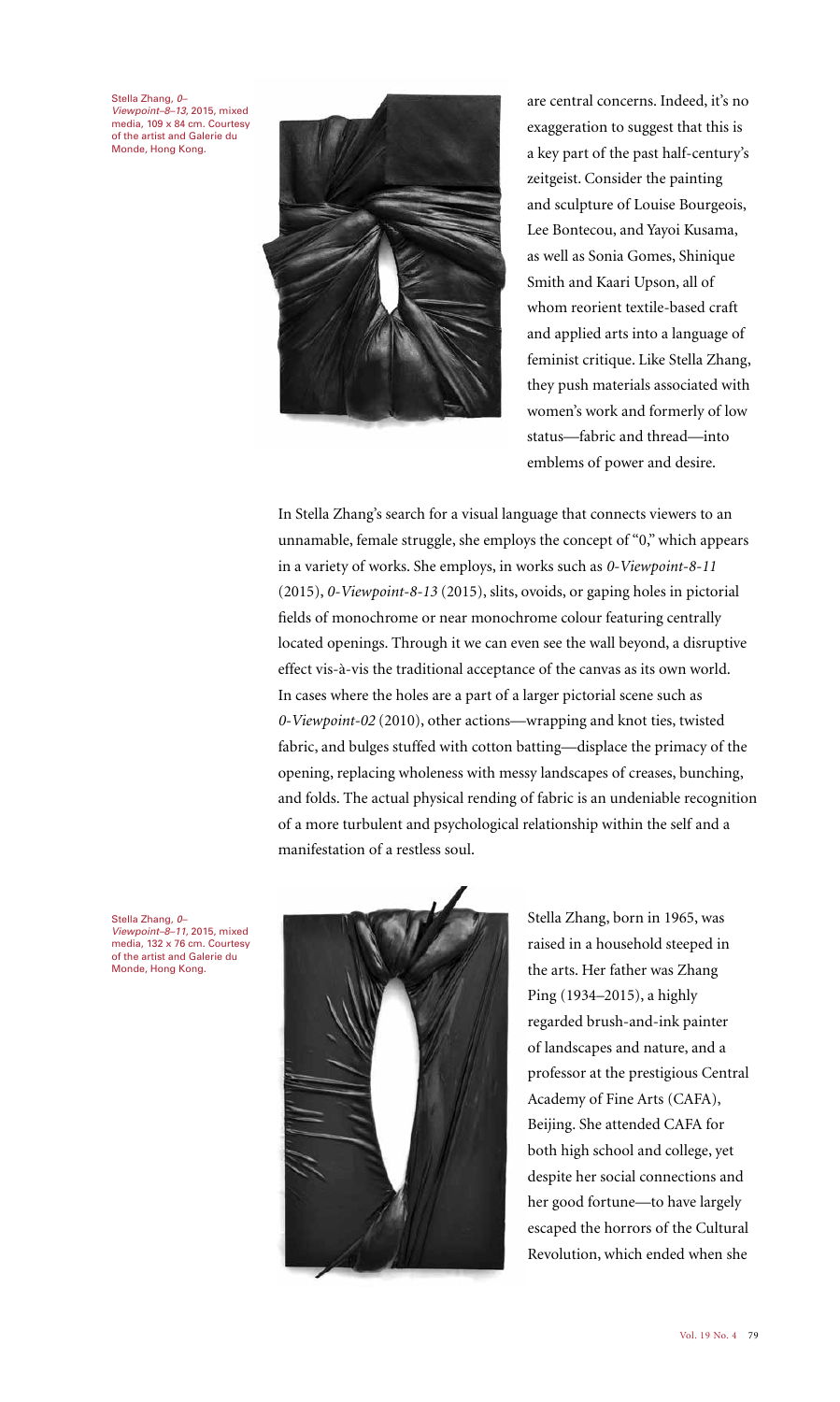Stella Zhang, *0–Viewpoint–8–13*, 2015, mixed media, 109 x 84 cm. Courtesy of the artist and Galerie du Monde, Hong Kong.

are central concerns. Indeed, it's no exaggeration to suggest that this is a key part of the past half-century's zeitgeist. Consider the painting and sculpture of Louise Bourgeois, Lee Bontecou, and Yayoi Kusama, as well as Sonia Gomes, Shinique Smith and Kaari Upson, all of whom reorient textile-based craft and applied arts into a language of feminist critique. Like Stella Zhang, they push materials associated with women's work and formerly of low status—fabric and thread—into emblems of power and desire.

In Stella Zhang's search for a visual language that connects viewers to an unnamable, female struggle, she employs the concept of "0," which appears in a variety of works. She employs, in works such as *0-Viewpoint-8-11* (2015), *0-Viewpoint-8-13* (2015), slits, ovoids, or gaping holes in pictorial fields of monochrome or near monochrome colour featuring centrally located openings. Through it we can even see the wall beyond, a disruptive effect vis-à-vis the traditional acceptance of the canvas as its own world. In cases where the holes are a part of a larger pictorial scene such as *0-Viewpoint-02* (2010), other actions—wrapping and knot ties, twisted fabric, and bulges stuffed with cotton batting—displace the primacy of the opening, replacing wholeness with messy landscapes of creases, bunching, and folds. The actual physical rending of fabric is an undeniable recognition of a more turbulent and psychological relationship within the self and a manifestation of a restless soul.

Stella Zhang, *0–Viewpoint–8–11*, 2015, mixed media, 132 x 76 cm. Courtesy of the artist and Galerie du Monde, Hong Kong.

Stella Zhang, born in 1965, was raised in a household steeped in the arts. Her father was Zhang Ping (1934–2015), a highly regarded brush-and-ink painter of landscapes and nature, and a professor at the prestigious Central Academy of Fine Arts (CAFA), Beijing. She attended CAFA for both high school and college, yet despite her social connections and her good fortune—to have largely escaped the horrors of the Cultural Revolution, which ended when she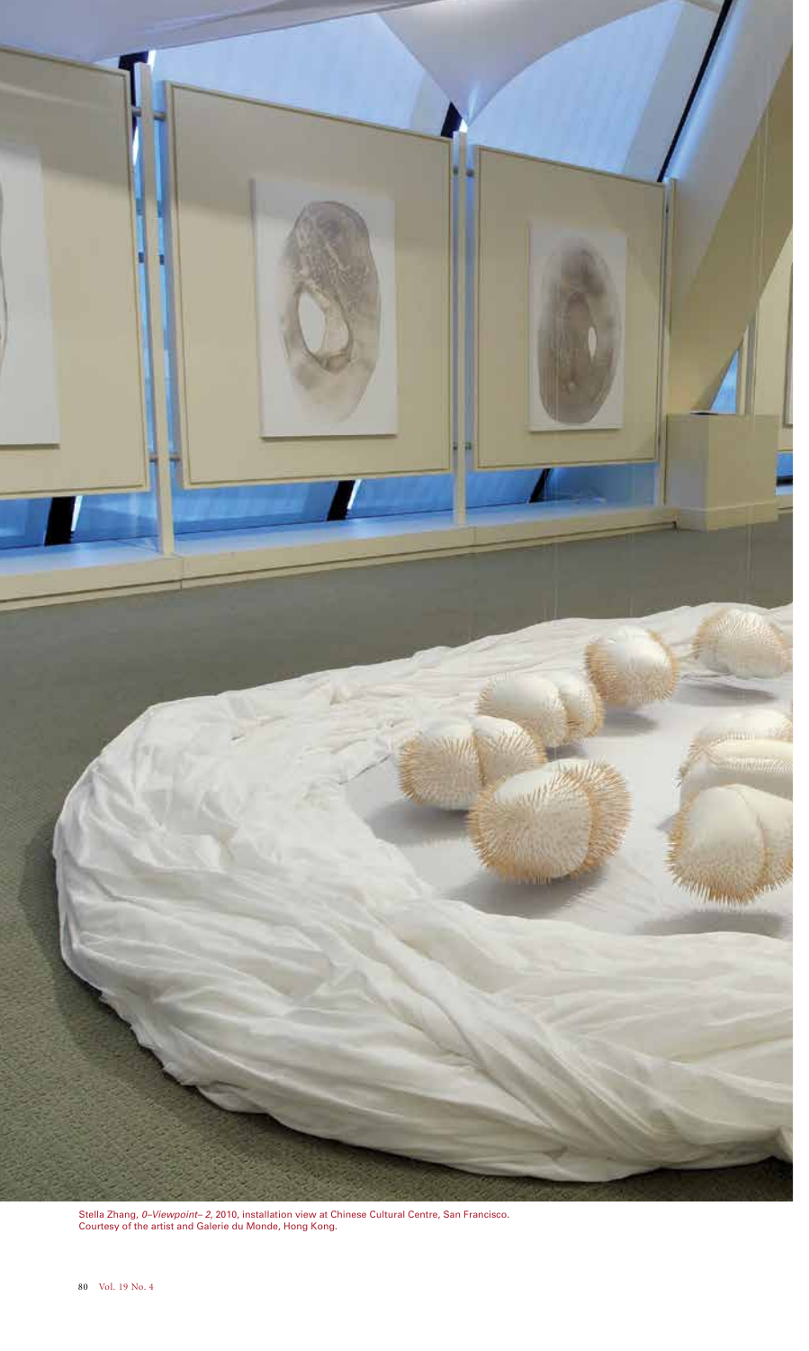Stella Zhang, *0–Viewpoint– 2*, 2010, installation view at Chinese Cultural Centre, San Francisco.
Courtesy of the artist and Galerie du Monde, Hong Kong.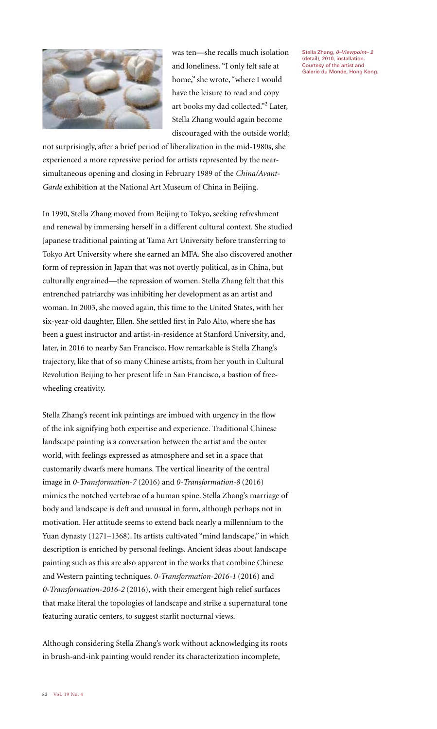was ten—she recalls much isolation and loneliness. "I only felt safe at home," she wrote, "where I would have the leisure to read and copy art books my dad collected."[2] Later, Stella Zhang would again become discouraged with the outside world; not surprisingly, after a brief period of liberalization in the mid-1980s, she experienced a more repressive period for artists represented by the near-simultaneous opening and closing in February 1989 of the *China/Avant-Garde* exhibition at the National Art Museum of China in Beijing.

Stella Zhang, *0–Viewpoint– 2* (detail), 2010, installation. Courtesy of the artist and Galerie du Monde, Hong Kong.

In 1990, Stella Zhang moved from Beijing to Tokyo, seeking refreshment and renewal by immersing herself in a different cultural context. She studied Japanese traditional painting at Tama Art University before transferring to Tokyo Art University where she earned an MFA. She also discovered another form of repression in Japan that was not overtly political, as in China, but culturally engrained—the repression of women. Stella Zhang felt that this entrenched patriarchy was inhibiting her development as an artist and woman. In 2003, she moved again, this time to the United States, with her six-year-old daughter, Ellen. She settled first in Palo Alto, where she has been a guest instructor and artist-in-residence at Stanford University, and, later, in 2016 to nearby San Francisco. How remarkable is Stella Zhang's trajectory, like that of so many Chinese artists, from her youth in Cultural Revolution Beijing to her present life in San Francisco, a bastion of free-wheeling creativity.

Stella Zhang's recent ink paintings are imbued with urgency in the flow of the ink signifying both expertise and experience. Traditional Chinese landscape painting is a conversation between the artist and the outer world, with feelings expressed as atmosphere and set in a space that customarily dwarfs mere humans. The vertical linearity of the central image in *0-Transformation-7* (2016) and *0-Transformation-8* (2016) mimics the notched vertebrae of a human spine. Stella Zhang's marriage of body and landscape is deft and unusual in form, although perhaps not in motivation. Her attitude seems to extend back nearly a millennium to the Yuan dynasty (1271–1368). Its artists cultivated "mind landscape," in which description is enriched by personal feelings. Ancient ideas about landscape painting such as this are also apparent in the works that combine Chinese and Western painting techniques. *0-Transformation-2016-1* (2016) and *0-Transformation-2016-2* (2016), with their emergent high relief surfaces that make literal the topologies of landscape and strike a supernatural tone featuring auratic centers, to suggest starlit nocturnal views.

Although considering Stella Zhang's work without acknowledging its roots in brush-and-ink painting would render its characterization incomplete,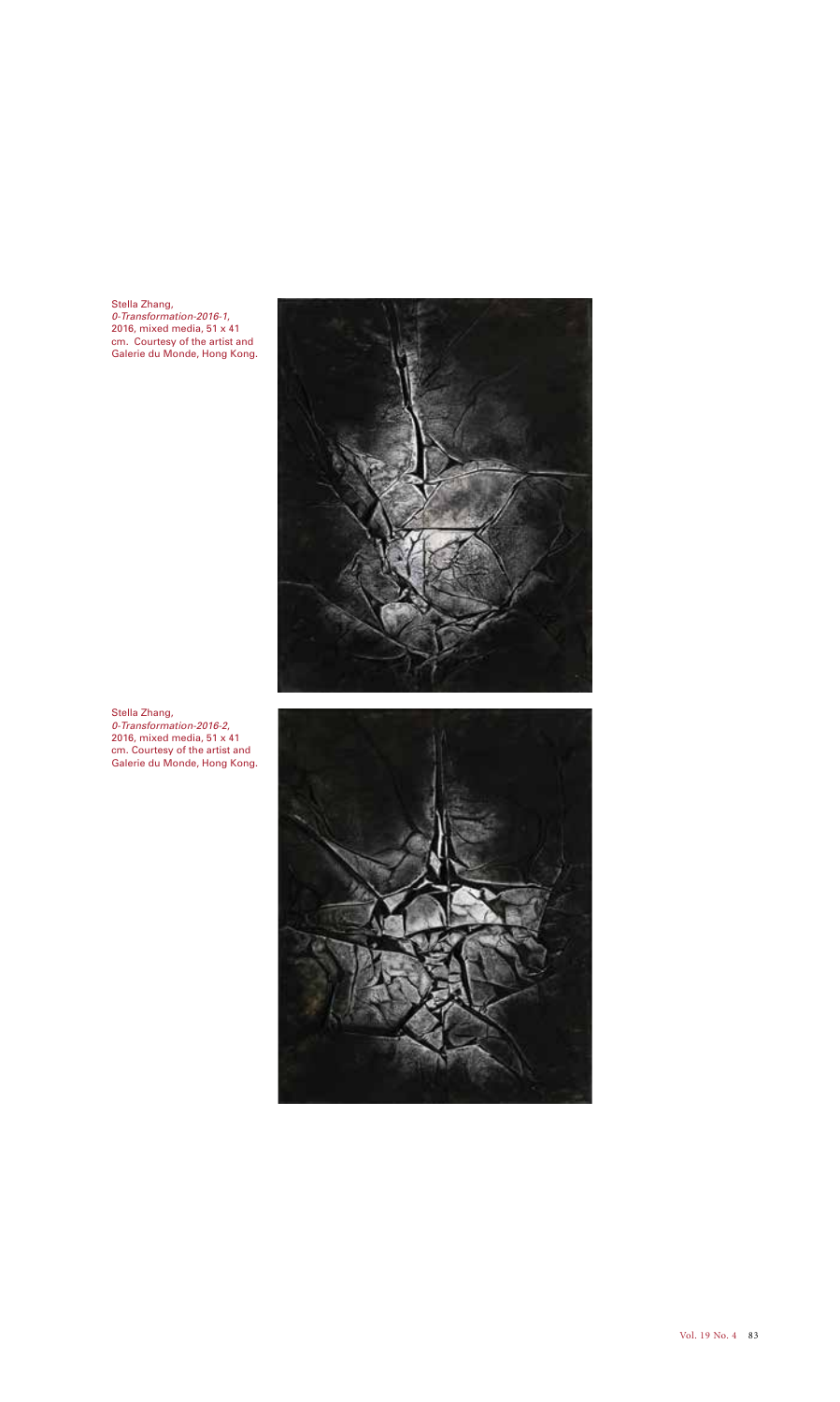Stella Zhang, *0-Transformation-2016-1*, 2016, mixed media, 51 x 41 cm. Courtesy of the artist and Galerie du Monde, Hong Kong.

Stella Zhang, *0-Transformation-2016-2*, 2016, mixed media, 51 x 41 cm. Courtesy of the artist and Galerie du Monde, Hong Kong.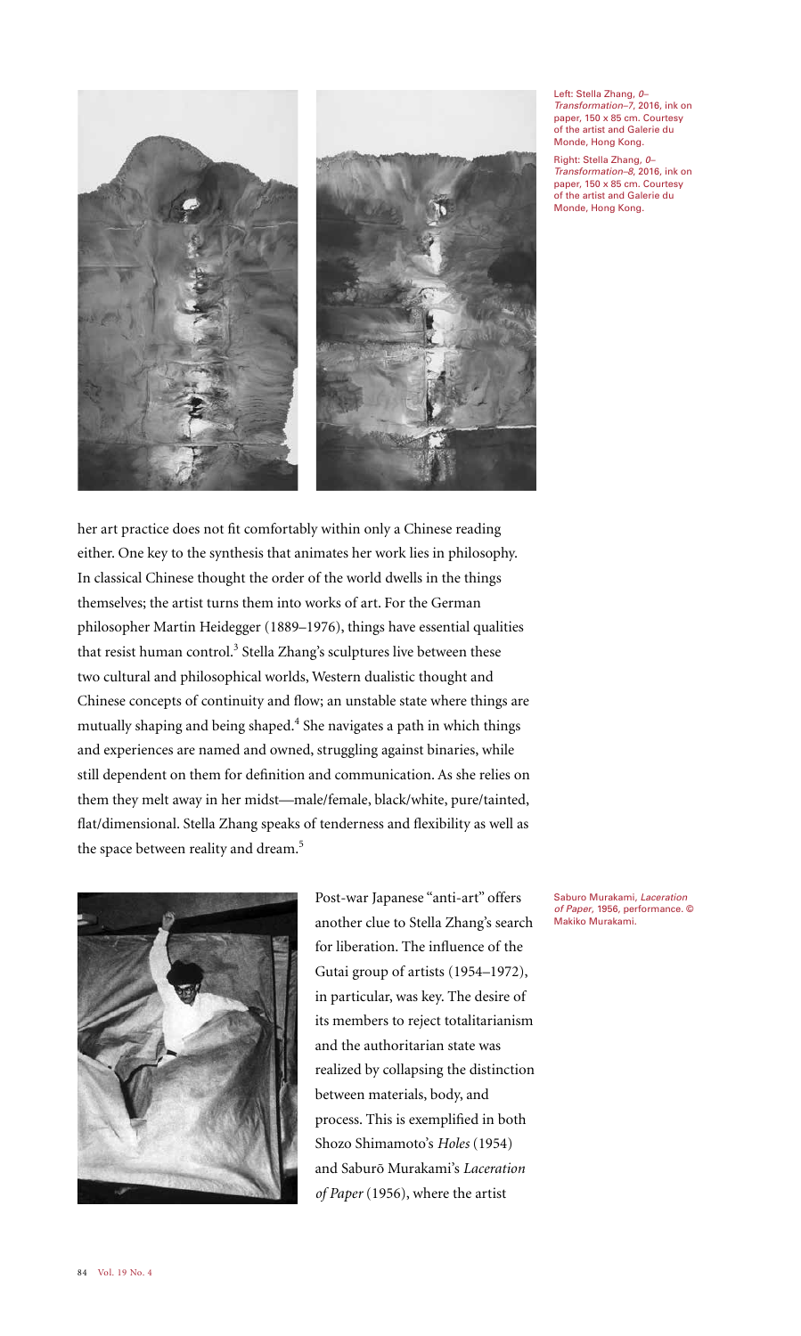Left: Stella Zhang, *0–Transformation–7*, 2016, ink on paper, 150 x 85 cm. Courtesy of the artist and Galerie du Monde, Hong Kong.

Right: Stella Zhang, *0–Transformation–8*, 2016, ink on paper, 150 x 85 cm. Courtesy of the artist and Galerie du Monde, Hong Kong.

her art practice does not fit comfortably within only a Chinese reading either. One key to the synthesis that animates her work lies in philosophy. In classical Chinese thought the order of the world dwells in the things themselves; the artist turns them into works of art. For the German philosopher Martin Heidegger (1889–1976), things have essential qualities that resist human control.[3] Stella Zhang's sculptures live between these two cultural and philosophical worlds, Western dualistic thought and Chinese concepts of continuity and flow; an unstable state where things are mutually shaping and being shaped.[4] She navigates a path in which things and experiences are named and owned, struggling against binaries, while still dependent on them for definition and communication. As she relies on them they melt away in her midst—male/female, black/white, pure/tainted, flat/dimensional. Stella Zhang speaks of tenderness and flexibility as well as the space between reality and dream.[5]

Saburo Murakami, *Laceration of Paper*, 1956, performance. © Makiko Murakami.

Post-war Japanese "anti-art" offers another clue to Stella Zhang's search for liberation. The influence of the Gutai group of artists (1954–1972), in particular, was key. The desire of its members to reject totalitarianism and the authoritarian state was realized by collapsing the distinction between materials, body, and process. This is exemplified in both Shozo Shimamoto's *Holes* (1954) and Saburō Murakami's *Laceration of Paper* (1956), where the artist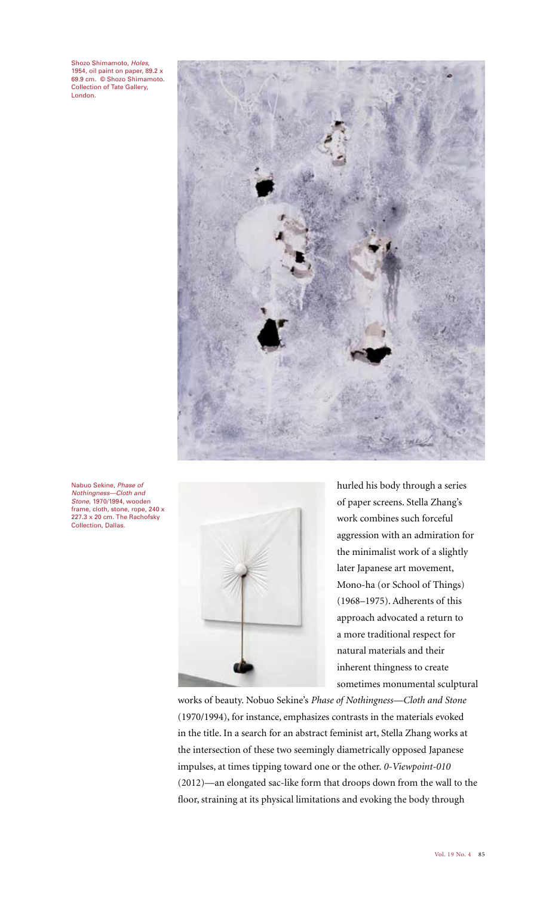Shozo Shimamoto, *Holes*, 1954, oil paint on paper, 89.2 x 69.9 cm. © Shozo Shimamoto. Collection of Tate Gallery, London.

Nabuo Sekine, *Phase of Nothingness—Cloth and Stone*, 1970/1994, wooden frame, cloth, stone, rope, 240 x 227.3 x 20 cm. The Rachofsky Collection, Dallas.

hurled his body through a series of paper screens. Stella Zhang's work combines such forceful aggression with an admiration for the minimalist work of a slightly later Japanese art movement, Mono-ha (or School of Things) (1968–1975). Adherents of this approach advocated a return to a more traditional respect for natural materials and their inherent thingness to create sometimes monumental sculptural works of beauty. Nobuo Sekine's *Phase of Nothingness—Cloth and Stone* (1970/1994), for instance, emphasizes contrasts in the materials evoked in the title. In a search for an abstract feminist art, Stella Zhang works at the intersection of these two seemingly diametrically opposed Japanese impulses, at times tipping toward one or the other. *0-Viewpoint-010* (2012)—an elongated sac-like form that droops down from the wall to the floor, straining at its physical limitations and evoking the body through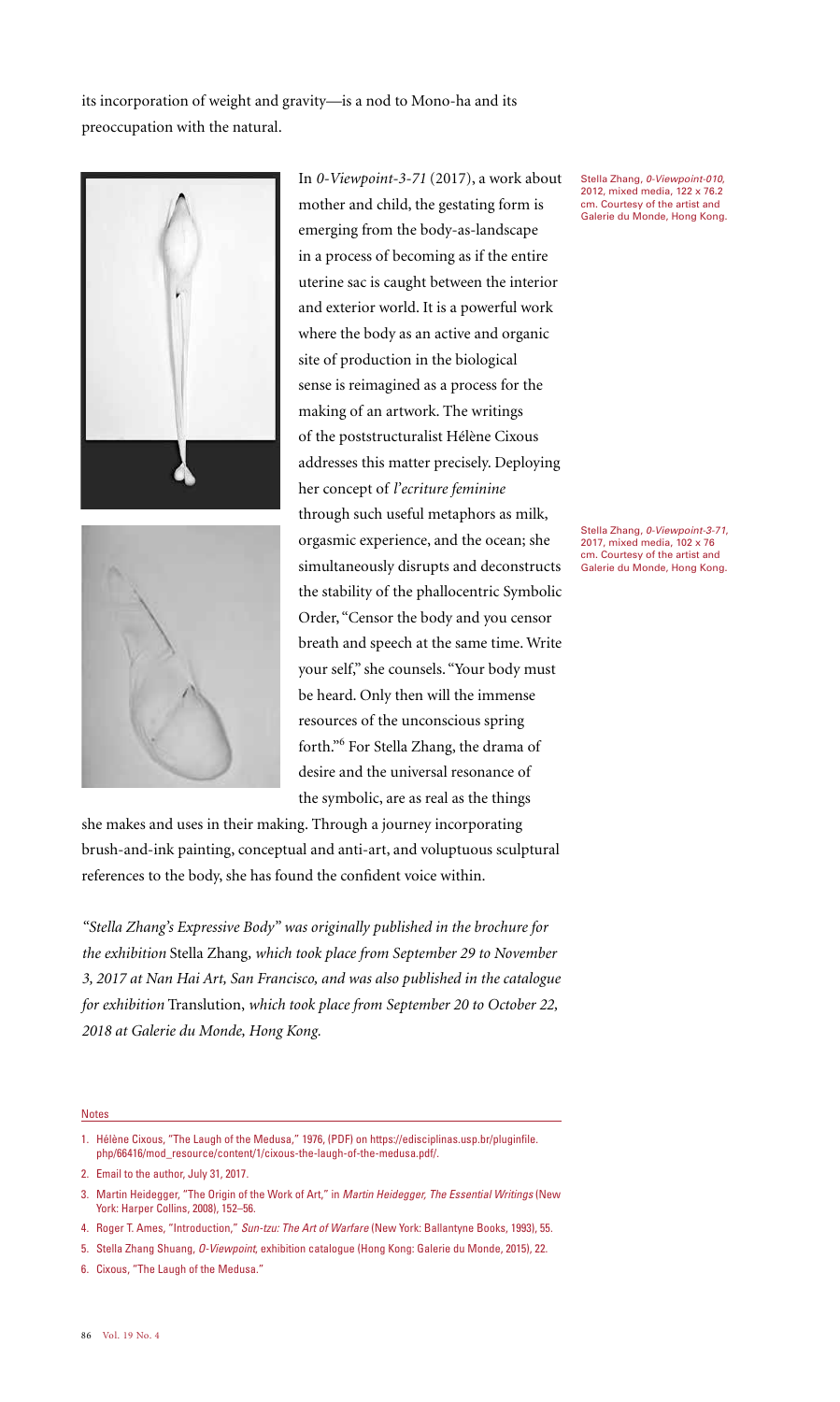its incorporation of weight and gravity—is a nod to Mono-ha and its preoccupation with the natural.

Stella Zhang, *0-Viewpoint-010*, 2012, mixed media, 122 x 76.2 cm. Courtesy of the artist and Galerie du Monde, Hong Kong.

Stella Zhang, *0-Viewpoint-3-71*, 2017, mixed media, 102 x 76 cm. Courtesy of the artist and Galerie du Monde, Hong Kong.

In *0-Viewpoint-3-71* (2017), a work about mother and child, the gestating form is emerging from the body-as-landscape in a process of becoming as if the entire uterine sac is caught between the interior and exterior world. It is a powerful work where the body as an active and organic site of production in the biological sense is reimagined as a process for the making of an artwork. The writings of the poststructuralist Hélène Cixous addresses this matter precisely. Deploying her concept of *l'ecriture feminine* through such useful metaphors as milk, orgasmic experience, and the ocean; she simultaneously disrupts and deconstructs the stability of the phallocentric Symbolic Order, "Censor the body and you censor breath and speech at the same time. Write your self," she counsels. "Your body must be heard. Only then will the immense resources of the unconscious spring forth."[6] For Stella Zhang, the drama of desire and the universal resonance of the symbolic, are as real as the things she makes and uses in their making. Through a journey incorporating brush-and-ink painting, conceptual and anti-art, and voluptuous sculptural references to the body, she has found the confident voice within.

*"Stella Zhang's Expressive Body" was originally published in the brochure for the exhibition* Stella Zhang*, which took place from September 29 to November 3, 2017 at Nan Hai Art, San Francisco, and was also published in the catalogue for exhibition* Translution*, which took place from September 20 to October 22, 2018 at Galerie du Monde, Hong Kong.*

Notes

1. Hélène Cixous, "The Laugh of the Medusa," 1976, (PDF) on https://edisciplinas.usp.br/pluginfile.php/66416/mod_resource/content/1/cixous-the-laugh-of-the-medusa.pdf/.
2. Email to the author, July 31, 2017.
3. Martin Heidegger, "The Origin of the Work of Art," in *Martin Heidegger, The Essential Writings* (New York: Harper Collins, 2008), 152–56.
4. Roger T. Ames, "Introduction," *Sun-tzu: The Art of Warfare* (New York: Ballantyne Books, 1993), 55.
5. Stella Zhang Shuang, *O-Viewpoint*, exhibition catalogue (Hong Kong: Galerie du Monde, 2015), 22.
6. Cixous, "The Laugh of the Medusa."